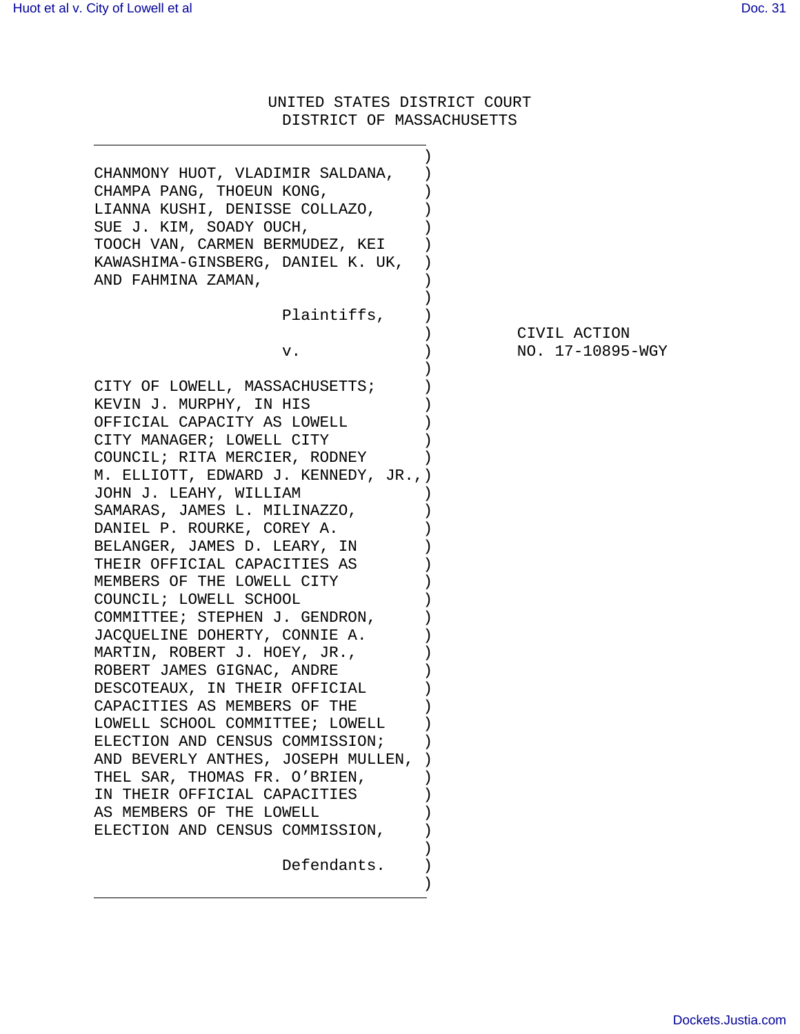UNITED STATES DISTRICT COURT
DISTRICT OF MASSACHUSETTS

CHANMONY HUOT, VLADIMIR SALDANA, CHAMPA PANG, THOEUN KONG, LIANNA KUSHI, DENISSE COLLAZO, SUE J. KIM, SOADY OUCH, TOOCH VAN, CARMEN BERMUDEZ, KEI KAWASHIMA-GINSBERG, DANIEL K. UK, AND FAHMINA ZAMAN,

Plaintiffs,

v.

CITY OF LOWELL, MASSACHUSETTS; KEVIN J. MURPHY, IN HIS OFFICIAL CAPACITY AS LOWELL CITY MANAGER; LOWELL CITY COUNCIL; RITA MERCIER, RODNEY M. ELLIOTT, EDWARD J. KENNEDY, JR., JOHN J. LEAHY, WILLIAM SAMARAS, JAMES L. MILINAZZO, DANIEL P. ROURKE, COREY A. BELANGER, JAMES D. LEARY, IN THEIR OFFICIAL CAPACITIES AS MEMBERS OF THE LOWELL CITY COUNCIL; LOWELL SCHOOL COMMITTEE; STEPHEN J. GENDRON, JACQUELINE DOHERTY, CONNIE A. MARTIN, ROBERT J. HOEY, JR., ROBERT JAMES GIGNAC, ANDRE DESCOTEAUX, IN THEIR OFFICIAL CAPACITIES AS MEMBERS OF THE LOWELL SCHOOL COMMITTEE; LOWELL ELECTION AND CENSUS COMMISSION; AND BEVERLY ANTHES, JOSEPH MULLEN, THEL SAR, THOMAS FR. O'BRIEN, IN THEIR OFFICIAL CAPACITIES AS MEMBERS OF THE LOWELL ELECTION AND CENSUS COMMISSION,

Defendants.

CIVIL ACTION
NO. 17-10895-WGY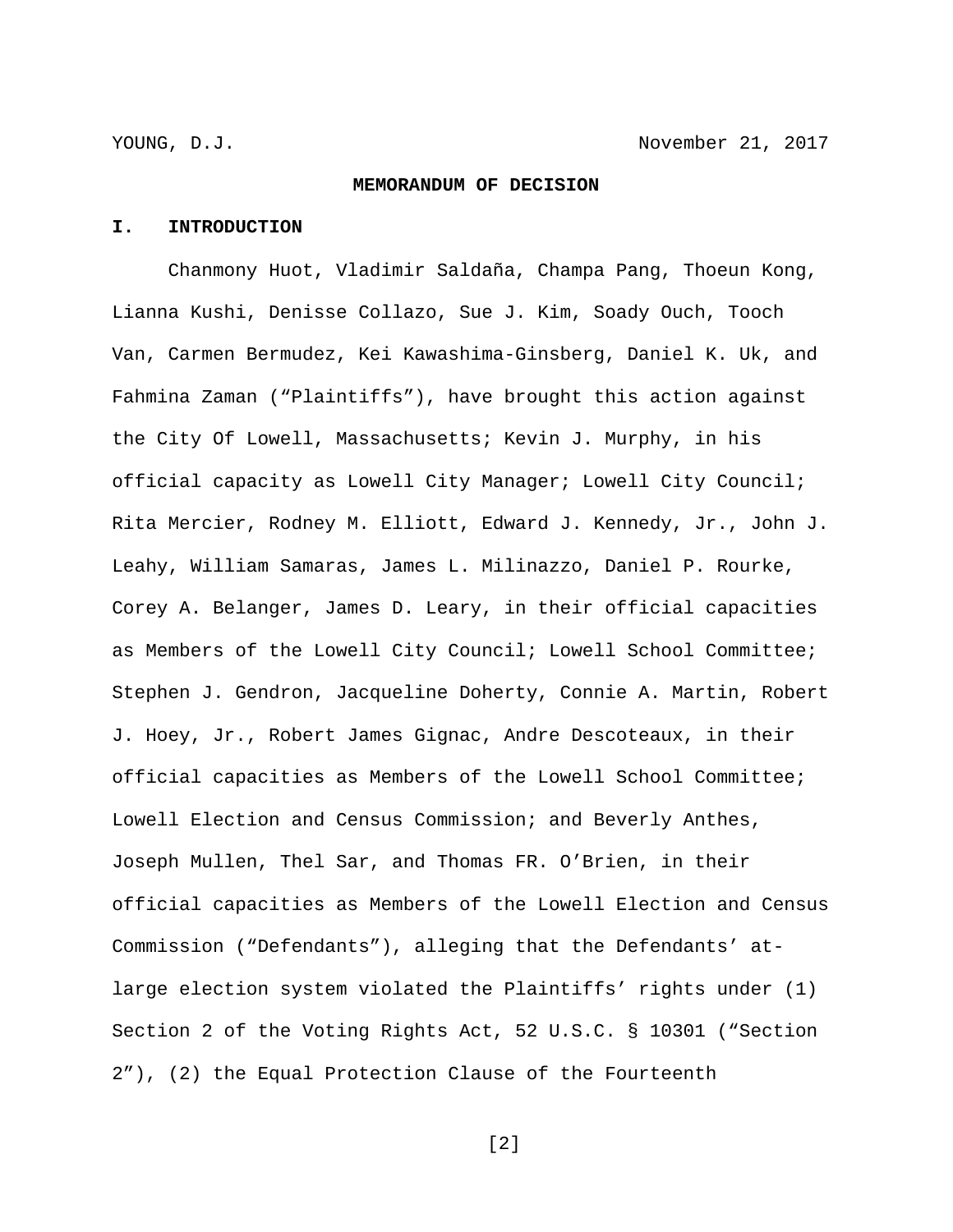YOUNG, D.J. November 21, 2017

**MEMORANDUM OF DECISION**

**I. INTRODUCTION**

Chanmony Huot, Vladimir Saldaña, Champa Pang, Thoeun Kong, Lianna Kushi, Denisse Collazo, Sue J. Kim, Soady Ouch, Tooch Van, Carmen Bermudez, Kei Kawashima-Ginsberg, Daniel K. Uk, and Fahmina Zaman ("Plaintiffs"), have brought this action against the City Of Lowell, Massachusetts; Kevin J. Murphy, in his official capacity as Lowell City Manager; Lowell City Council; Rita Mercier, Rodney M. Elliott, Edward J. Kennedy, Jr., John J. Leahy, William Samaras, James L. Milinazzo, Daniel P. Rourke, Corey A. Belanger, James D. Leary, in their official capacities as Members of the Lowell City Council; Lowell School Committee; Stephen J. Gendron, Jacqueline Doherty, Connie A. Martin, Robert J. Hoey, Jr., Robert James Gignac, Andre Descoteaux, in their official capacities as Members of the Lowell School Committee; Lowell Election and Census Commission; and Beverly Anthes, Joseph Mullen, Thel Sar, and Thomas FR. O'Brien, in their official capacities as Members of the Lowell Election and Census Commission ("Defendants"), alleging that the Defendants' at-large election system violated the Plaintiffs' rights under (1) Section 2 of the Voting Rights Act, 52 U.S.C. § 10301 ("Section 2"), (2) the Equal Protection Clause of the Fourteenth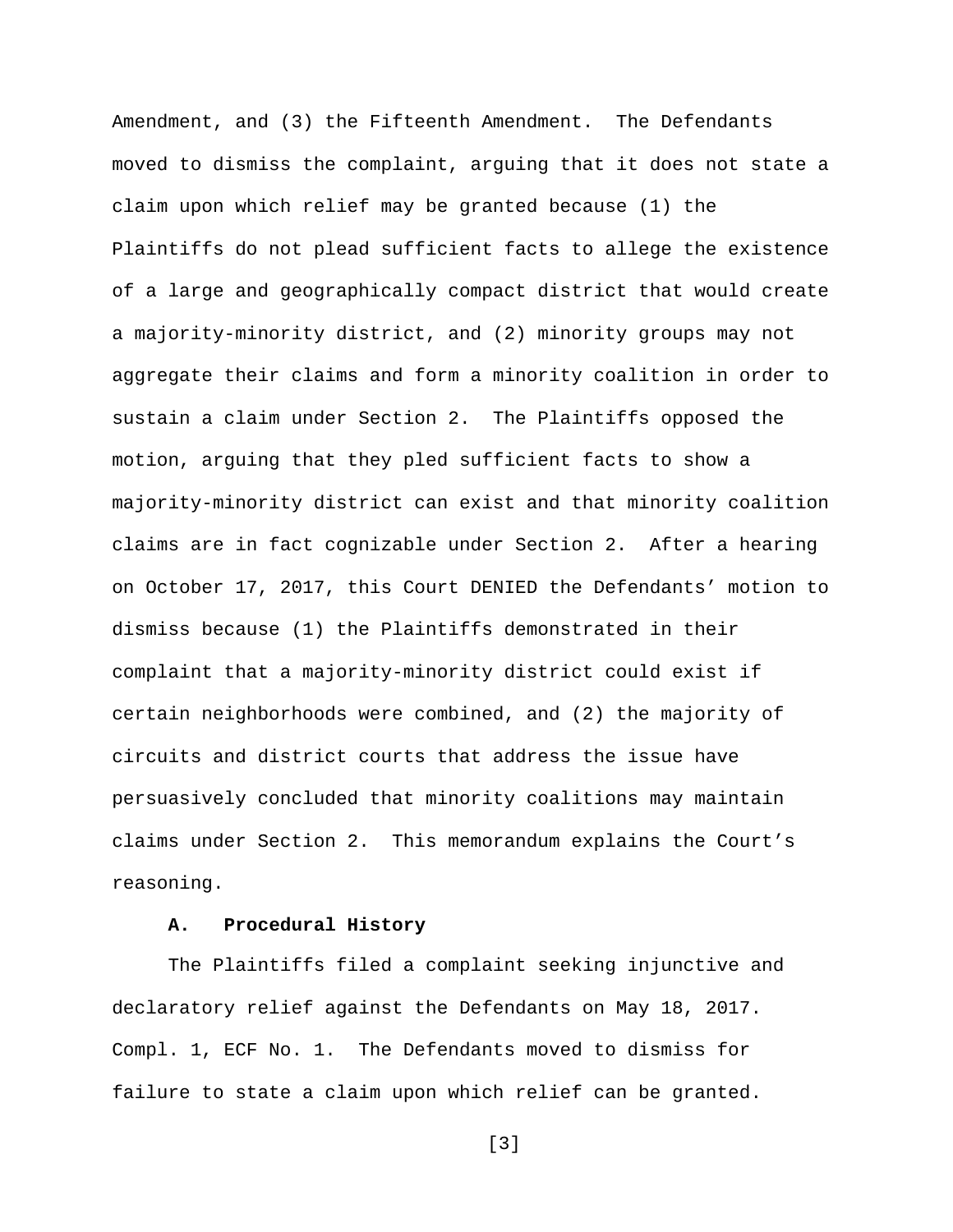Amendment, and (3) the Fifteenth Amendment. The Defendants moved to dismiss the complaint, arguing that it does not state a claim upon which relief may be granted because (1) the Plaintiffs do not plead sufficient facts to allege the existence of a large and geographically compact district that would create a majority-minority district, and (2) minority groups may not aggregate their claims and form a minority coalition in order to sustain a claim under Section 2. The Plaintiffs opposed the motion, arguing that they pled sufficient facts to show a majority-minority district can exist and that minority coalition claims are in fact cognizable under Section 2. After a hearing on October 17, 2017, this Court DENIED the Defendants' motion to dismiss because (1) the Plaintiffs demonstrated in their complaint that a majority-minority district could exist if certain neighborhoods were combined, and (2) the majority of circuits and district courts that address the issue have persuasively concluded that minority coalitions may maintain claims under Section 2. This memorandum explains the Court's reasoning.

### A. Procedural History

The Plaintiffs filed a complaint seeking injunctive and declaratory relief against the Defendants on May 18, 2017. Compl. 1, ECF No. 1. The Defendants moved to dismiss for failure to state a claim upon which relief can be granted.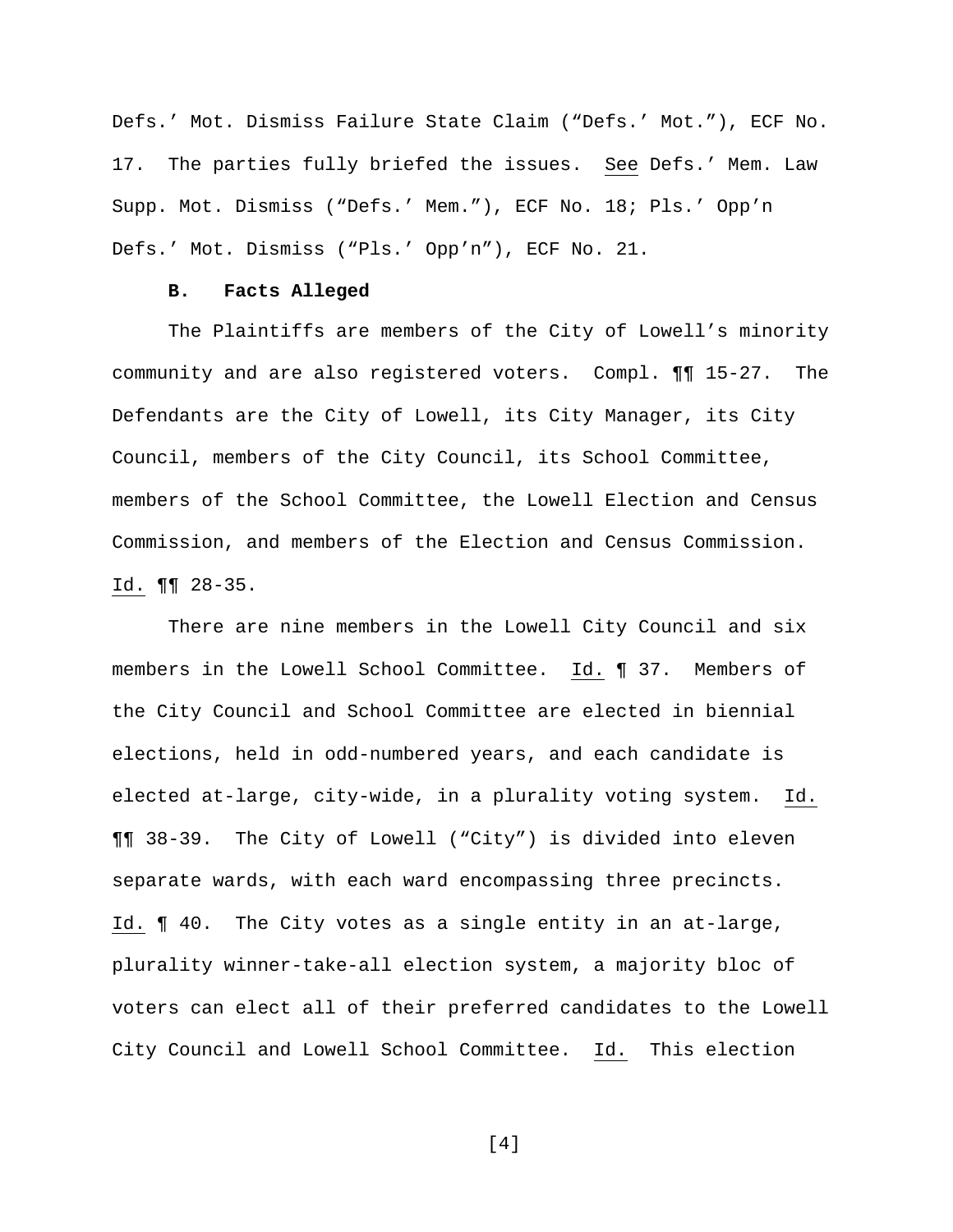Defs.' Mot. Dismiss Failure State Claim ("Defs.' Mot."), ECF No. 17. The parties fully briefed the issues. See Defs.' Mem. Law Supp. Mot. Dismiss ("Defs.' Mem."), ECF No. 18; Pls.' Opp'n Defs.' Mot. Dismiss ("Pls.' Opp'n"), ECF No. 21.

### B. Facts Alleged

The Plaintiffs are members of the City of Lowell's minority community and are also registered voters. Compl. ¶¶ 15-27. The Defendants are the City of Lowell, its City Manager, its City Council, members of the City Council, its School Committee, members of the School Committee, the Lowell Election and Census Commission, and members of the Election and Census Commission. Id. ¶¶ 28-35.

There are nine members in the Lowell City Council and six members in the Lowell School Committee. Id. ¶ 37. Members of the City Council and School Committee are elected in biennial elections, held in odd-numbered years, and each candidate is elected at-large, city-wide, in a plurality voting system. Id. ¶¶ 38-39. The City of Lowell ("City") is divided into eleven separate wards, with each ward encompassing three precincts. Id. ¶ 40. The City votes as a single entity in an at-large, plurality winner-take-all election system, a majority bloc of voters can elect all of their preferred candidates to the Lowell City Council and Lowell School Committee. Id. This election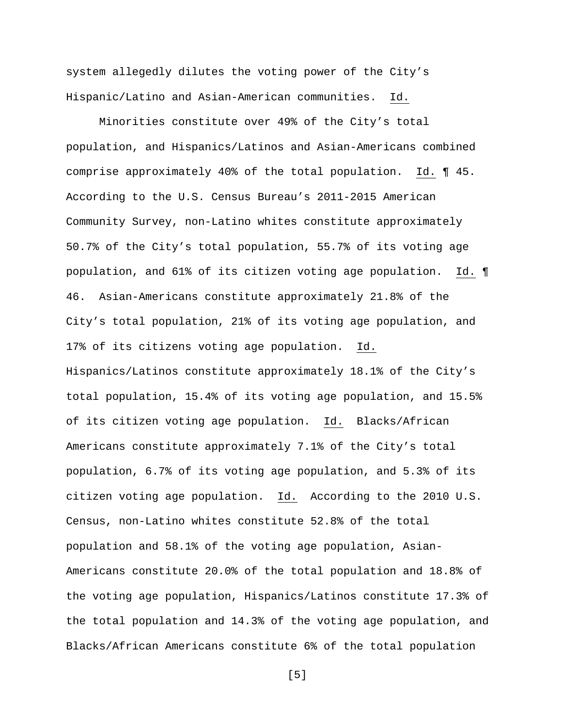system allegedly dilutes the voting power of the City's Hispanic/Latino and Asian-American communities. Id.

Minorities constitute over 49% of the City's total population, and Hispanics/Latinos and Asian-Americans combined comprise approximately 40% of the total population. Id. ¶ 45. According to the U.S. Census Bureau's 2011-2015 American Community Survey, non-Latino whites constitute approximately 50.7% of the City's total population, 55.7% of its voting age population, and 61% of its citizen voting age population. Id. ¶ 46. Asian-Americans constitute approximately 21.8% of the City's total population, 21% of its voting age population, and 17% of its citizens voting age population. Id. Hispanics/Latinos constitute approximately 18.1% of the City's total population, 15.4% of its voting age population, and 15.5% of its citizen voting age population. Id. Blacks/African Americans constitute approximately 7.1% of the City's total population, 6.7% of its voting age population, and 5.3% of its citizen voting age population. Id. According to the 2010 U.S. Census, non-Latino whites constitute 52.8% of the total population and 58.1% of the voting age population, Asian-Americans constitute 20.0% of the total population and 18.8% of the voting age population, Hispanics/Latinos constitute 17.3% of the total population and 14.3% of the voting age population, and Blacks/African Americans constitute 6% of the total population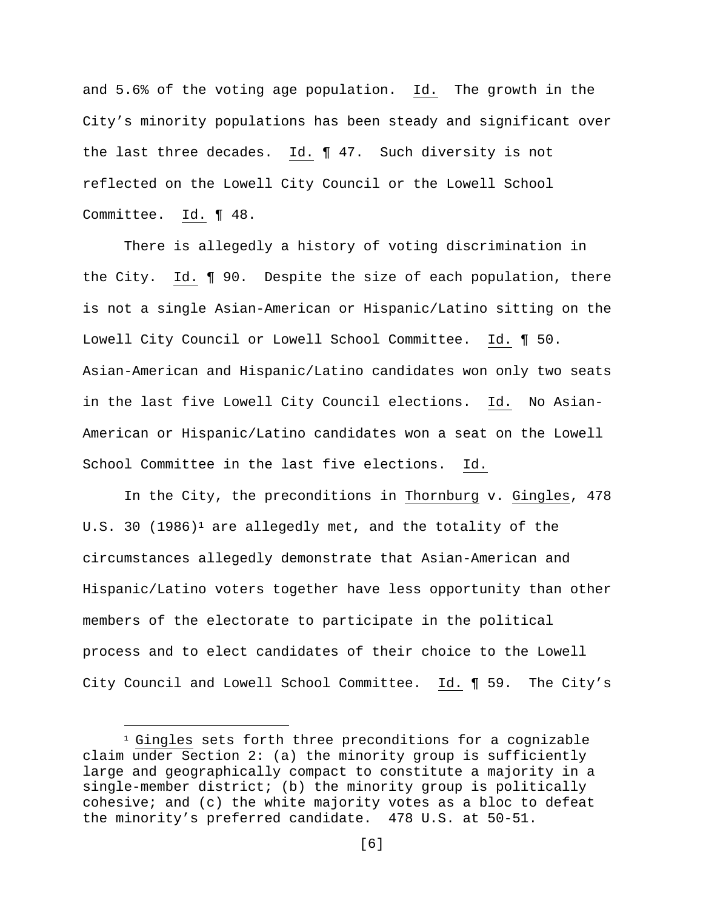and 5.6% of the voting age population. Id. The growth in the City's minority populations has been steady and significant over the last three decades. Id. ¶ 47. Such diversity is not reflected on the Lowell City Council or the Lowell School Committee. Id. ¶ 48.

There is allegedly a history of voting discrimination in the City. Id. ¶ 90. Despite the size of each population, there is not a single Asian-American or Hispanic/Latino sitting on the Lowell City Council or Lowell School Committee. Id. ¶ 50. Asian-American and Hispanic/Latino candidates won only two seats in the last five Lowell City Council elections. Id. No Asian-American or Hispanic/Latino candidates won a seat on the Lowell School Committee in the last five elections. Id.

In the City, the preconditions in Thornburg v. Gingles, 478 U.S. 30 (1986)[1] are allegedly met, and the totality of the circumstances allegedly demonstrate that Asian-American and Hispanic/Latino voters together have less opportunity than other members of the electorate to participate in the political process and to elect candidates of their choice to the Lowell City Council and Lowell School Committee. Id. ¶ 59. The City's

[1] Gingles sets forth three preconditions for a cognizable claim under Section 2: (a) the minority group is sufficiently large and geographically compact to constitute a majority in a single-member district; (b) the minority group is politically cohesive; and (c) the white majority votes as a bloc to defeat the minority's preferred candidate. 478 U.S. at 50-51.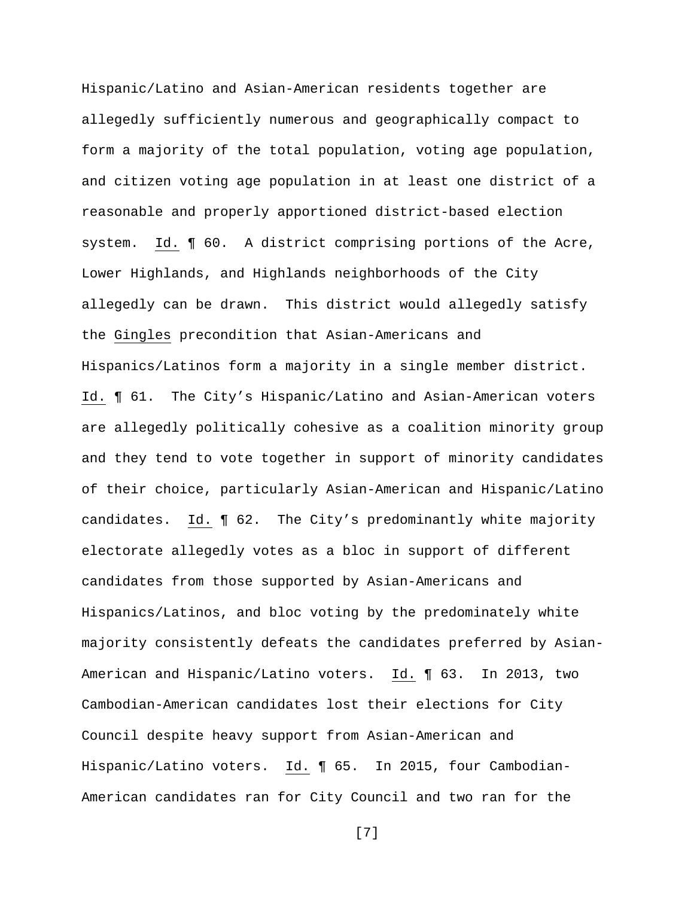Hispanic/Latino and Asian-American residents together are allegedly sufficiently numerous and geographically compact to form a majority of the total population, voting age population, and citizen voting age population in at least one district of a reasonable and properly apportioned district-based election system. Id. ¶ 60. A district comprising portions of the Acre, Lower Highlands, and Highlands neighborhoods of the City allegedly can be drawn. This district would allegedly satisfy the Gingles precondition that Asian-Americans and Hispanics/Latinos form a majority in a single member district. Id. ¶ 61. The City's Hispanic/Latino and Asian-American voters are allegedly politically cohesive as a coalition minority group and they tend to vote together in support of minority candidates of their choice, particularly Asian-American and Hispanic/Latino candidates. Id. ¶ 62. The City's predominantly white majority electorate allegedly votes as a bloc in support of different candidates from those supported by Asian-Americans and Hispanics/Latinos, and bloc voting by the predominately white majority consistently defeats the candidates preferred by Asian-American and Hispanic/Latino voters. Id. ¶ 63. In 2013, two Cambodian-American candidates lost their elections for City Council despite heavy support from Asian-American and Hispanic/Latino voters. Id. ¶ 65. In 2015, four Cambodian-American candidates ran for City Council and two ran for the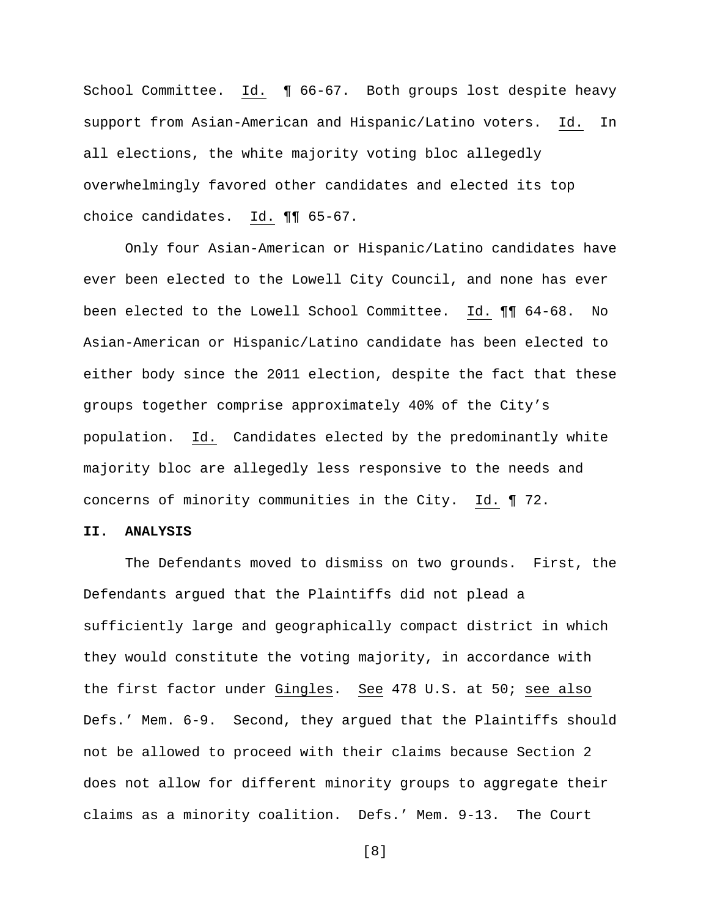School Committee. Id. ¶ 66-67. Both groups lost despite heavy support from Asian-American and Hispanic/Latino voters. Id. In all elections, the white majority voting bloc allegedly overwhelmingly favored other candidates and elected its top choice candidates. Id. ¶¶ 65-67.

Only four Asian-American or Hispanic/Latino candidates have ever been elected to the Lowell City Council, and none has ever been elected to the Lowell School Committee. Id. ¶¶ 64-68. No Asian-American or Hispanic/Latino candidate has been elected to either body since the 2011 election, despite the fact that these groups together comprise approximately 40% of the City's population. Id. Candidates elected by the predominantly white majority bloc are allegedly less responsive to the needs and concerns of minority communities in the City. Id. ¶ 72.

## II. ANALYSIS

The Defendants moved to dismiss on two grounds. First, the Defendants argued that the Plaintiffs did not plead a sufficiently large and geographically compact district in which they would constitute the voting majority, in accordance with the first factor under Gingles. See 478 U.S. at 50; see also Defs.' Mem. 6-9. Second, they argued that the Plaintiffs should not be allowed to proceed with their claims because Section 2 does not allow for different minority groups to aggregate their claims as a minority coalition. Defs.' Mem. 9-13. The Court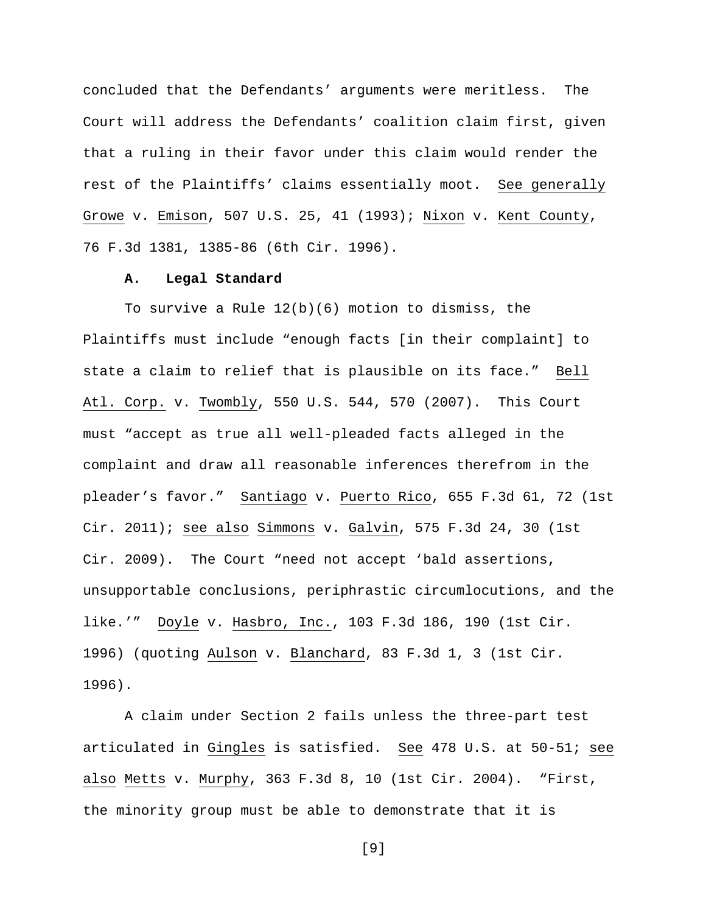concluded that the Defendants' arguments were meritless. The Court will address the Defendants' coalition claim first, given that a ruling in their favor under this claim would render the rest of the Plaintiffs' claims essentially moot. See generally Growe v. Emison, 507 U.S. 25, 41 (1993); Nixon v. Kent County, 76 F.3d 1381, 1385-86 (6th Cir. 1996).

**A. Legal Standard**

To survive a Rule 12(b)(6) motion to dismiss, the Plaintiffs must include "enough facts [in their complaint] to state a claim to relief that is plausible on its face." Bell Atl. Corp. v. Twombly, 550 U.S. 544, 570 (2007). This Court must "accept as true all well-pleaded facts alleged in the complaint and draw all reasonable inferences therefrom in the pleader's favor." Santiago v. Puerto Rico, 655 F.3d 61, 72 (1st Cir. 2011); see also Simmons v. Galvin, 575 F.3d 24, 30 (1st Cir. 2009). The Court "need not accept 'bald assertions, unsupportable conclusions, periphrastic circumlocutions, and the like.'" Doyle v. Hasbro, Inc., 103 F.3d 186, 190 (1st Cir. 1996) (quoting Aulson v. Blanchard, 83 F.3d 1, 3 (1st Cir. 1996).

A claim under Section 2 fails unless the three-part test articulated in Gingles is satisfied. See 478 U.S. at 50-51; see also Metts v. Murphy, 363 F.3d 8, 10 (1st Cir. 2004). "First, the minority group must be able to demonstrate that it is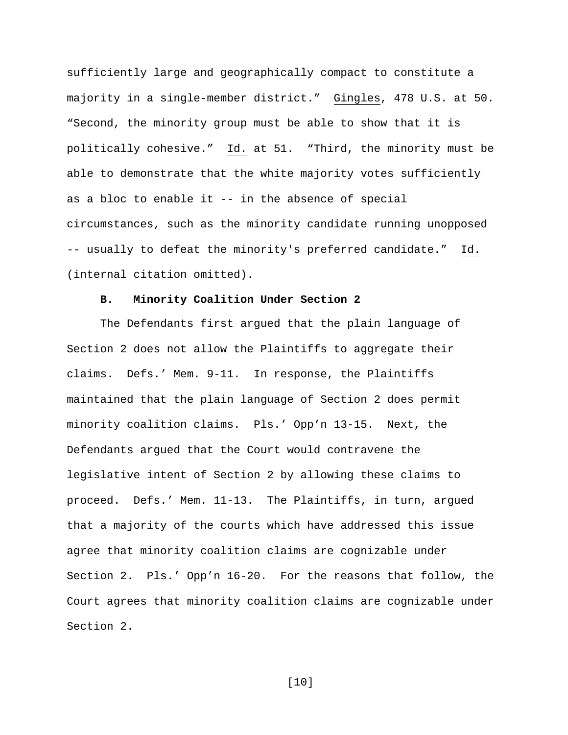sufficiently large and geographically compact to constitute a majority in a single-member district." Gingles, 478 U.S. at 50. "Second, the minority group must be able to show that it is politically cohesive." Id. at 51. "Third, the minority must be able to demonstrate that the white majority votes sufficiently as a bloc to enable it -- in the absence of special circumstances, such as the minority candidate running unopposed -- usually to defeat the minority's preferred candidate." Id. (internal citation omitted).

**B. Minority Coalition Under Section 2**

The Defendants first argued that the plain language of Section 2 does not allow the Plaintiffs to aggregate their claims. Defs.' Mem. 9-11. In response, the Plaintiffs maintained that the plain language of Section 2 does permit minority coalition claims. Pls.' Opp'n 13-15. Next, the Defendants argued that the Court would contravene the legislative intent of Section 2 by allowing these claims to proceed. Defs.' Mem. 11-13. The Plaintiffs, in turn, argued that a majority of the courts which have addressed this issue agree that minority coalition claims are cognizable under Section 2. Pls.' Opp'n 16-20. For the reasons that follow, the Court agrees that minority coalition claims are cognizable under Section 2.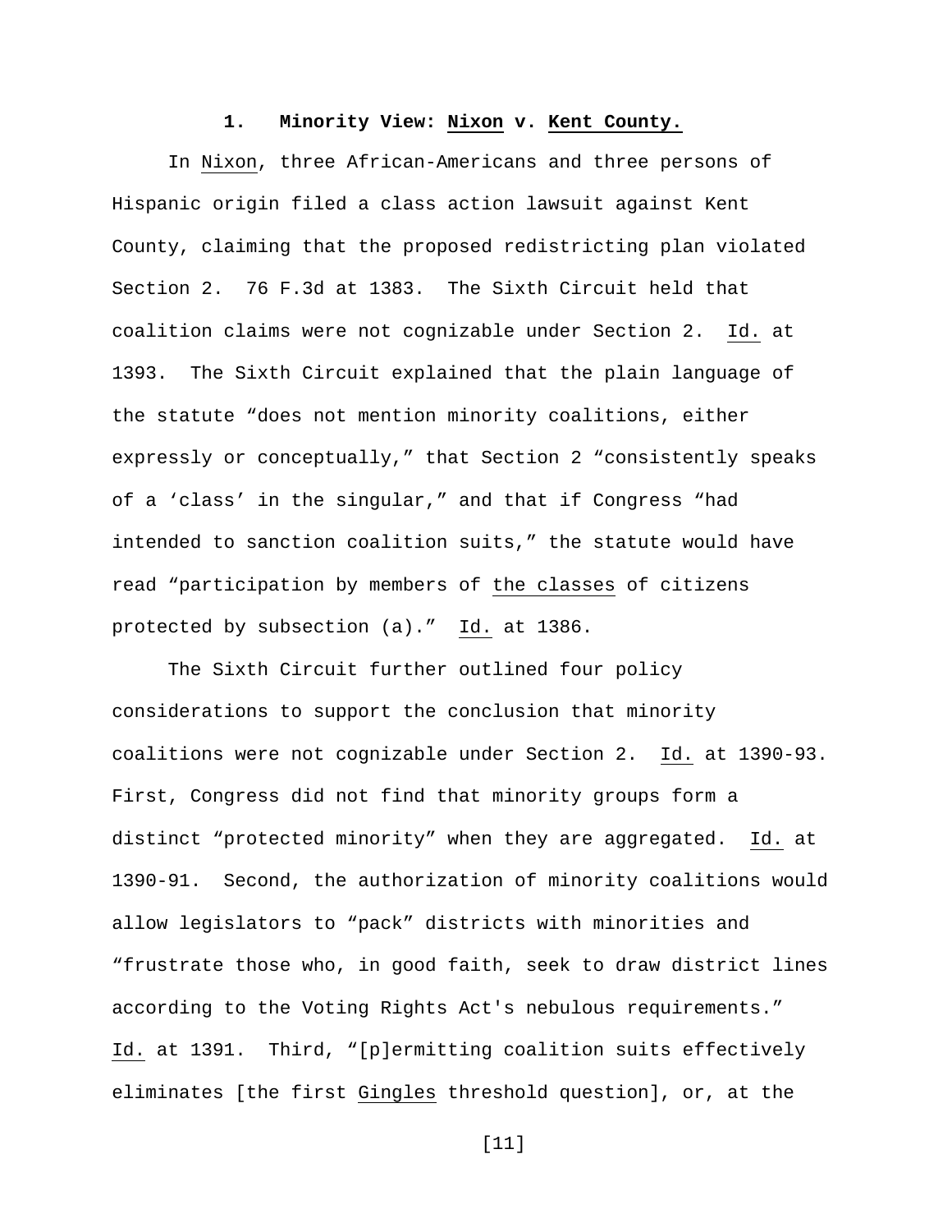### 1. Minority View: Nixon v. Kent County.

In Nixon, three African-Americans and three persons of Hispanic origin filed a class action lawsuit against Kent County, claiming that the proposed redistricting plan violated Section 2. 76 F.3d at 1383. The Sixth Circuit held that coalition claims were not cognizable under Section 2. Id. at 1393. The Sixth Circuit explained that the plain language of the statute "does not mention minority coalitions, either expressly or conceptually," that Section 2 "consistently speaks of a 'class' in the singular," and that if Congress "had intended to sanction coalition suits," the statute would have read "participation by members of the classes of citizens protected by subsection (a)." Id. at 1386.

The Sixth Circuit further outlined four policy considerations to support the conclusion that minority coalitions were not cognizable under Section 2. Id. at 1390-93. First, Congress did not find that minority groups form a distinct "protected minority" when they are aggregated. Id. at 1390-91. Second, the authorization of minority coalitions would allow legislators to "pack" districts with minorities and "frustrate those who, in good faith, seek to draw district lines according to the Voting Rights Act's nebulous requirements." Id. at 1391. Third, "[p]ermitting coalition suits effectively eliminates [the first Gingles threshold question], or, at the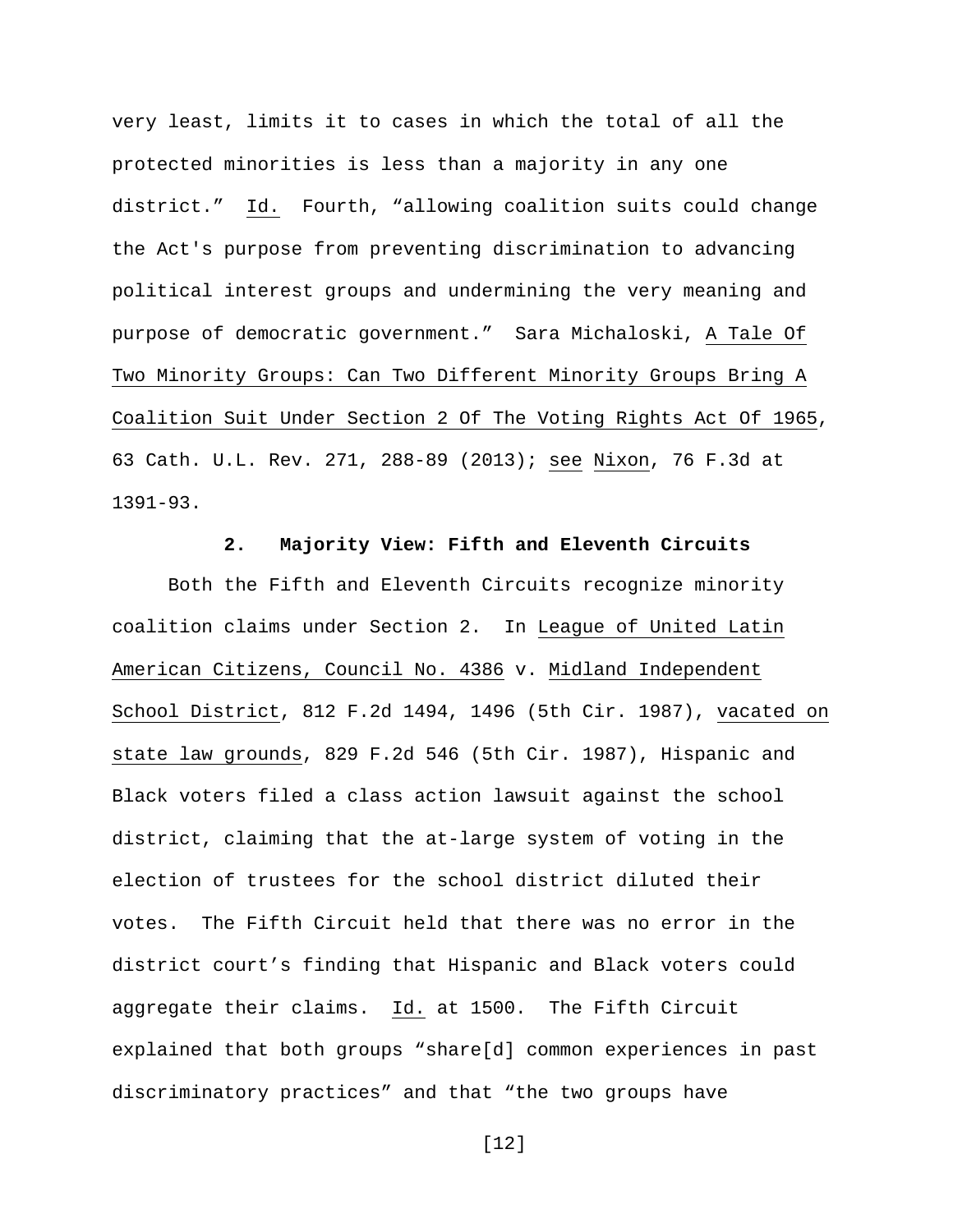very least, limits it to cases in which the total of all the protected minorities is less than a majority in any one district." Id. Fourth, "allowing coalition suits could change the Act's purpose from preventing discrimination to advancing political interest groups and undermining the very meaning and purpose of democratic government." Sara Michaloski, A Tale Of Two Minority Groups: Can Two Different Minority Groups Bring A Coalition Suit Under Section 2 Of The Voting Rights Act Of 1965, 63 Cath. U.L. Rev. 271, 288-89 (2013); see Nixon, 76 F.3d at 1391-93.

### 2. Majority View: Fifth and Eleventh Circuits

Both the Fifth and Eleventh Circuits recognize minority coalition claims under Section 2. In League of United Latin American Citizens, Council No. 4386 v. Midland Independent School District, 812 F.2d 1494, 1496 (5th Cir. 1987), vacated on state law grounds, 829 F.2d 546 (5th Cir. 1987), Hispanic and Black voters filed a class action lawsuit against the school district, claiming that the at-large system of voting in the election of trustees for the school district diluted their votes. The Fifth Circuit held that there was no error in the district court's finding that Hispanic and Black voters could aggregate their claims. Id. at 1500. The Fifth Circuit explained that both groups "share[d] common experiences in past discriminatory practices" and that "the two groups have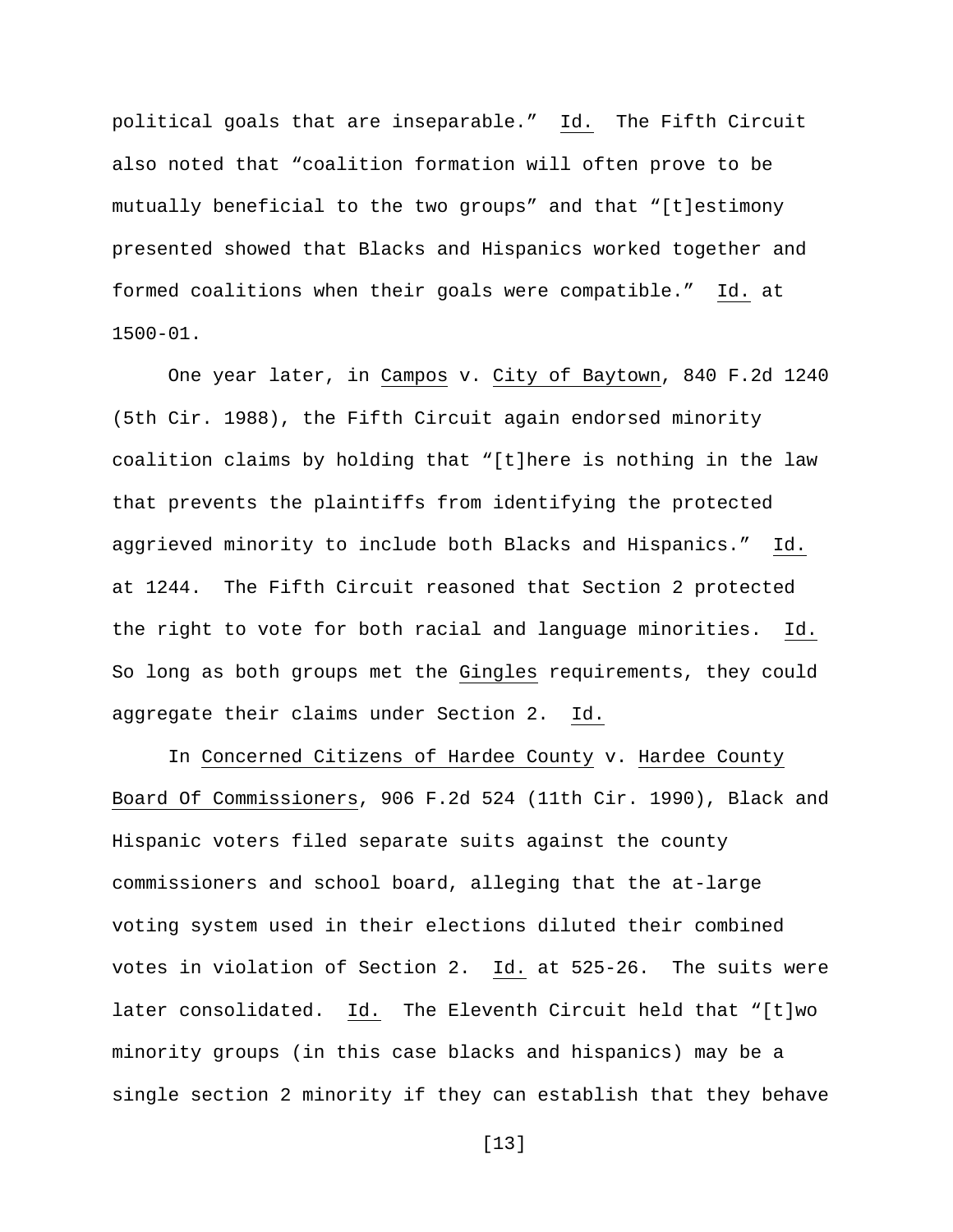political goals that are inseparable." Id. The Fifth Circuit also noted that "coalition formation will often prove to be mutually beneficial to the two groups" and that "[t]estimony presented showed that Blacks and Hispanics worked together and formed coalitions when their goals were compatible." Id. at 1500-01.

One year later, in Campos v. City of Baytown, 840 F.2d 1240 (5th Cir. 1988), the Fifth Circuit again endorsed minority coalition claims by holding that "[t]here is nothing in the law that prevents the plaintiffs from identifying the protected aggrieved minority to include both Blacks and Hispanics." Id. at 1244. The Fifth Circuit reasoned that Section 2 protected the right to vote for both racial and language minorities. Id. So long as both groups met the Gingles requirements, they could aggregate their claims under Section 2. Id.

In Concerned Citizens of Hardee County v. Hardee County Board Of Commissioners, 906 F.2d 524 (11th Cir. 1990), Black and Hispanic voters filed separate suits against the county commissioners and school board, alleging that the at-large voting system used in their elections diluted their combined votes in violation of Section 2. Id. at 525-26. The suits were later consolidated. Id. The Eleventh Circuit held that "[t]wo minority groups (in this case blacks and hispanics) may be a single section 2 minority if they can establish that they behave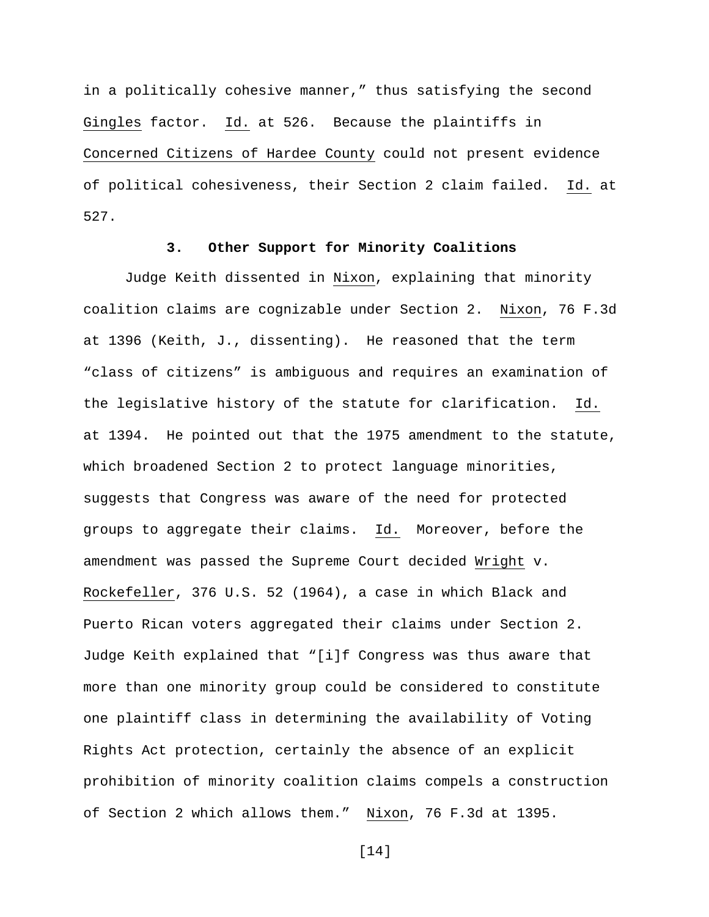in a politically cohesive manner," thus satisfying the second Gingles factor. Id. at 526. Because the plaintiffs in Concerned Citizens of Hardee County could not present evidence of political cohesiveness, their Section 2 claim failed. Id. at 527.

### 3. Other Support for Minority Coalitions

Judge Keith dissented in Nixon, explaining that minority coalition claims are cognizable under Section 2. Nixon, 76 F.3d at 1396 (Keith, J., dissenting). He reasoned that the term "class of citizens" is ambiguous and requires an examination of the legislative history of the statute for clarification. Id. at 1394. He pointed out that the 1975 amendment to the statute, which broadened Section 2 to protect language minorities, suggests that Congress was aware of the need for protected groups to aggregate their claims. Id. Moreover, before the amendment was passed the Supreme Court decided Wright v. Rockefeller, 376 U.S. 52 (1964), a case in which Black and Puerto Rican voters aggregated their claims under Section 2. Judge Keith explained that "[i]f Congress was thus aware that more than one minority group could be considered to constitute one plaintiff class in determining the availability of Voting Rights Act protection, certainly the absence of an explicit prohibition of minority coalition claims compels a construction of Section 2 which allows them." Nixon, 76 F.3d at 1395.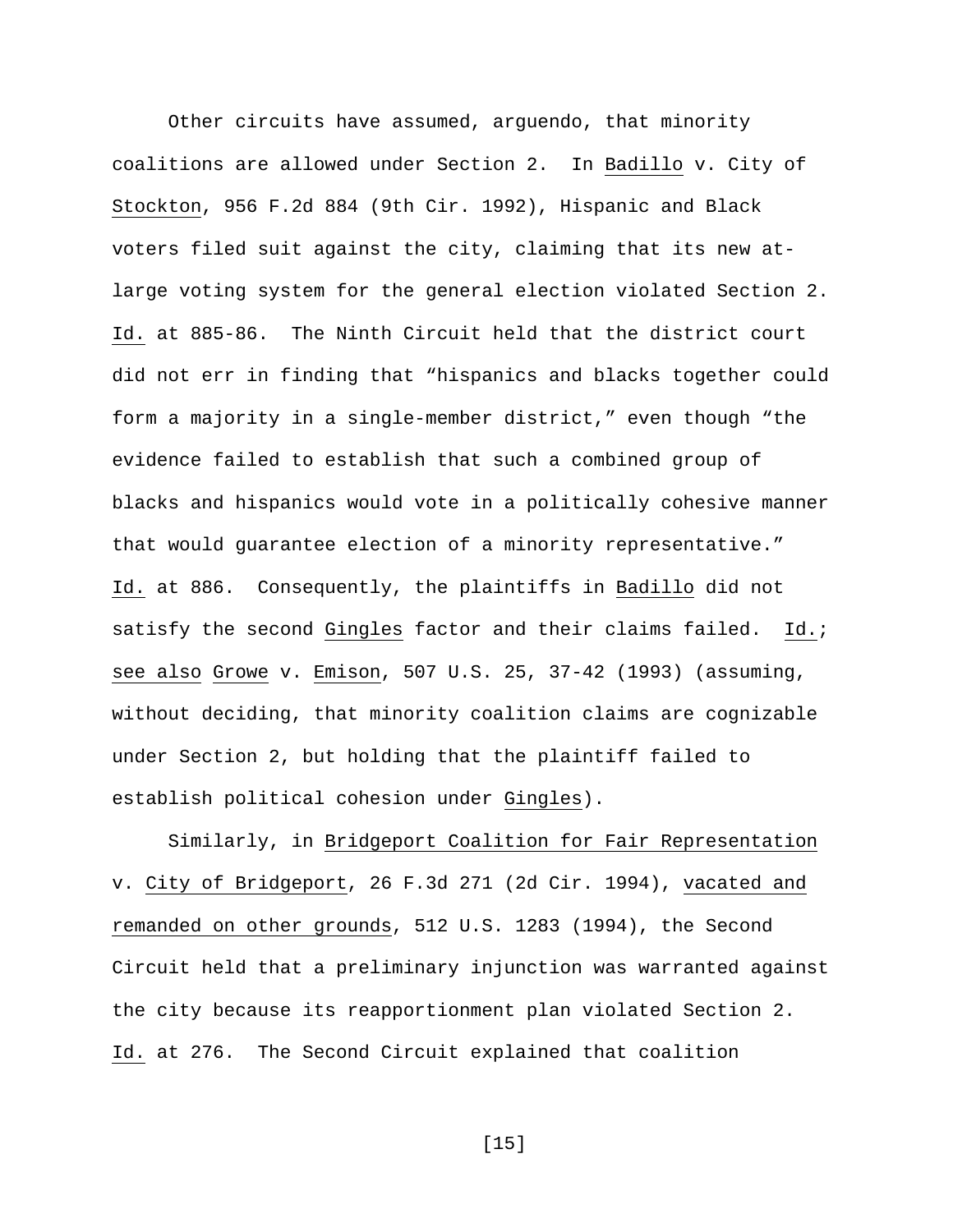Other circuits have assumed, arguendo, that minority coalitions are allowed under Section 2. In <u>Badillo</u> v. City of <u>Stockton</u>, 956 F.2d 884 (9th Cir. 1992), Hispanic and Black voters filed suit against the city, claiming that its new at-large voting system for the general election violated Section 2. <u>Id.</u> at 885-86. The Ninth Circuit held that the district court did not err in finding that "hispanics and blacks together could form a majority in a single-member district," even though "the evidence failed to establish that such a combined group of blacks and hispanics would vote in a politically cohesive manner that would guarantee election of a minority representative." <u>Id.</u> at 886. Consequently, the plaintiffs in <u>Badillo</u> did not satisfy the second <u>Gingles</u> factor and their claims failed. <u>Id.</u>; <u>see also</u> <u>Growe</u> v. <u>Emison</u>, 507 U.S. 25, 37-42 (1993) (assuming, without deciding, that minority coalition claims are cognizable under Section 2, but holding that the plaintiff failed to establish political cohesion under <u>Gingles</u>).

Similarly, in <u>Bridgeport Coalition for Fair Representation</u> v. <u>City of Bridgeport</u>, 26 F.3d 271 (2d Cir. 1994), <u>vacated and remanded on other grounds</u>, 512 U.S. 1283 (1994), the Second Circuit held that a preliminary injunction was warranted against the city because its reapportionment plan violated Section 2. <u>Id.</u> at 276. The Second Circuit explained that coalition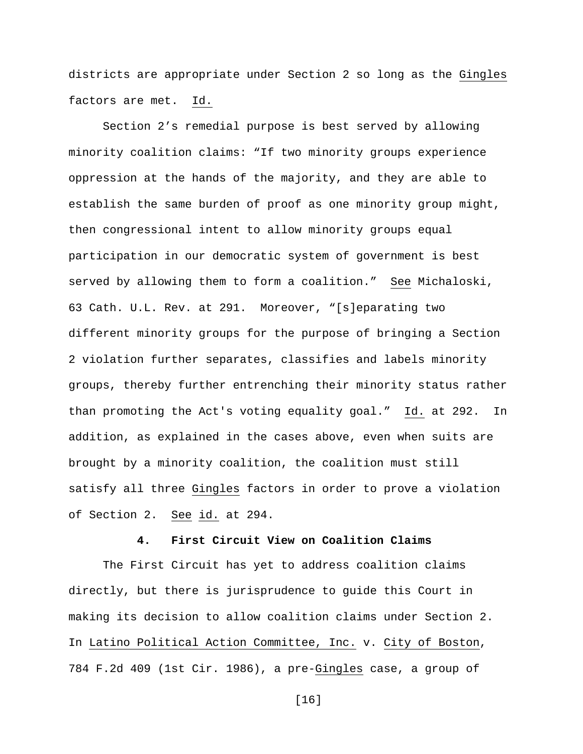districts are appropriate under Section 2 so long as the Gingles factors are met. Id.

Section 2's remedial purpose is best served by allowing minority coalition claims: "If two minority groups experience oppression at the hands of the majority, and they are able to establish the same burden of proof as one minority group might, then congressional intent to allow minority groups equal participation in our democratic system of government is best served by allowing them to form a coalition." See Michaloski, 63 Cath. U.L. Rev. at 291. Moreover, "[s]eparating two different minority groups for the purpose of bringing a Section 2 violation further separates, classifies and labels minority groups, thereby further entrenching their minority status rather than promoting the Act's voting equality goal." Id. at 292. In addition, as explained in the cases above, even when suits are brought by a minority coalition, the coalition must still satisfy all three Gingles factors in order to prove a violation of Section 2. See id. at 294.

### 4. First Circuit View on Coalition Claims

The First Circuit has yet to address coalition claims directly, but there is jurisprudence to guide this Court in making its decision to allow coalition claims under Section 2. In Latino Political Action Committee, Inc. v. City of Boston, 784 F.2d 409 (1st Cir. 1986), a pre-Gingles case, a group of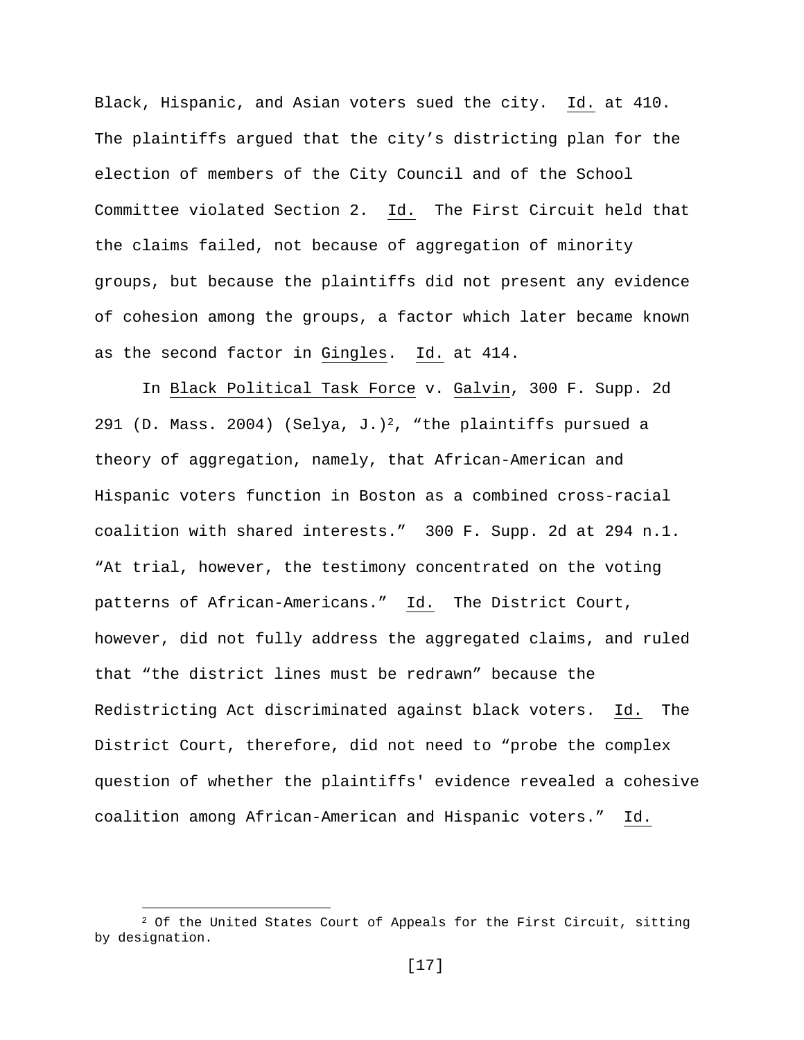Black, Hispanic, and Asian voters sued the city. Id. at 410. The plaintiffs argued that the city's districting plan for the election of members of the City Council and of the School Committee violated Section 2. Id. The First Circuit held that the claims failed, not because of aggregation of minority groups, but because the plaintiffs did not present any evidence of cohesion among the groups, a factor which later became known as the second factor in Gingles. Id. at 414.

In Black Political Task Force v. Galvin, 300 F. Supp. 2d 291 (D. Mass. 2004) (Selya, J.)[2], "the plaintiffs pursued a theory of aggregation, namely, that African-American and Hispanic voters function in Boston as a combined cross-racial coalition with shared interests." 300 F. Supp. 2d at 294 n.1. "At trial, however, the testimony concentrated on the voting patterns of African-Americans." Id. The District Court, however, did not fully address the aggregated claims, and ruled that "the district lines must be redrawn" because the Redistricting Act discriminated against black voters. Id. The District Court, therefore, did not need to "probe the complex question of whether the plaintiffs' evidence revealed a cohesive coalition among African-American and Hispanic voters." Id.

---

[2] Of the United States Court of Appeals for the First Circuit, sitting by designation.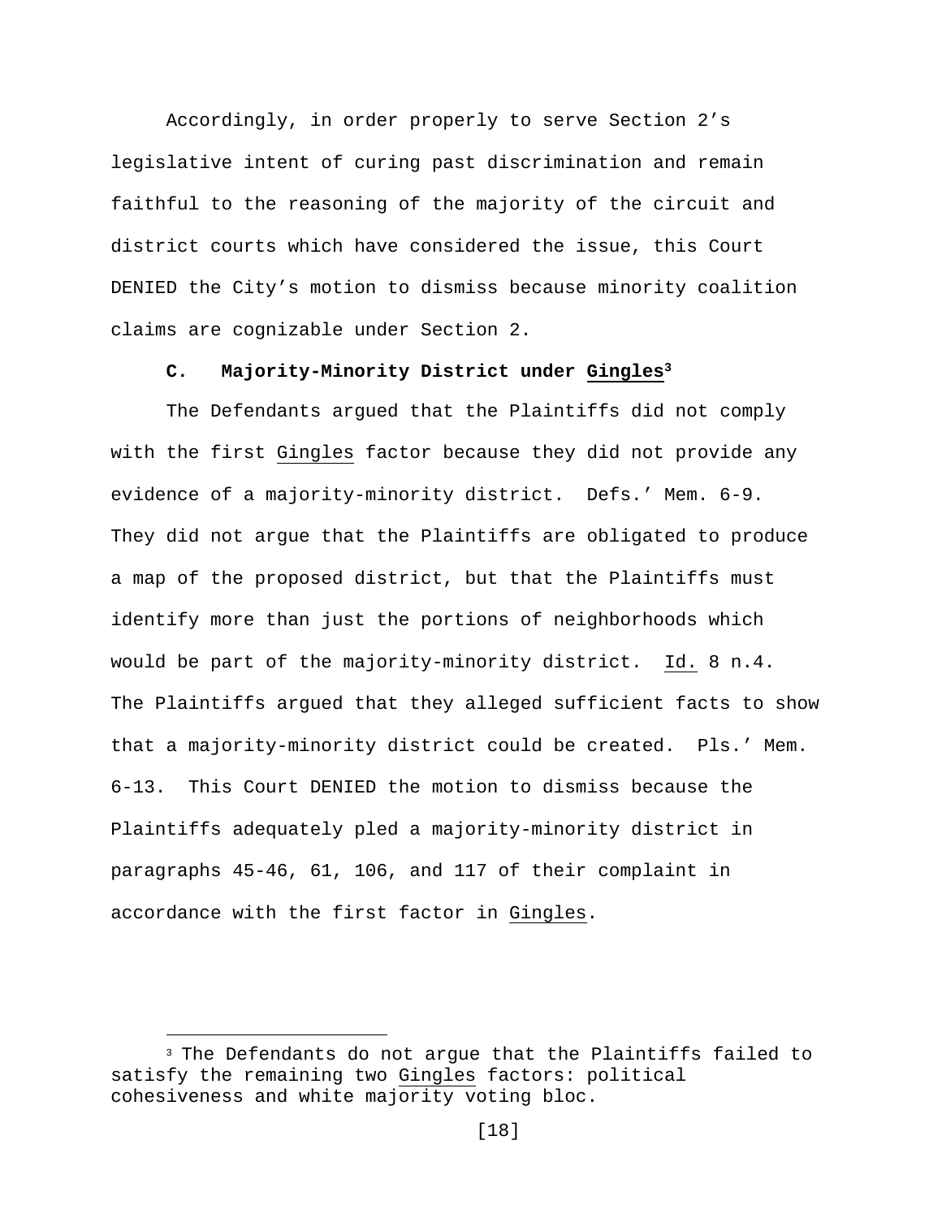Accordingly, in order properly to serve Section 2's legislative intent of curing past discrimination and remain faithful to the reasoning of the majority of the circuit and district courts which have considered the issue, this Court DENIED the City's motion to dismiss because minority coalition claims are cognizable under Section 2.

### C. Majority-Minority District under Gingles[3]

The Defendants argued that the Plaintiffs did not comply with the first Gingles factor because they did not provide any evidence of a majority-minority district. Defs.' Mem. 6-9. They did not argue that the Plaintiffs are obligated to produce a map of the proposed district, but that the Plaintiffs must identify more than just the portions of neighborhoods which would be part of the majority-minority district. Id. 8 n.4. The Plaintiffs argued that they alleged sufficient facts to show that a majority-minority district could be created. Pls.' Mem. 6-13. This Court DENIED the motion to dismiss because the Plaintiffs adequately pled a majority-minority district in paragraphs 45-46, 61, 106, and 117 of their complaint in accordance with the first factor in Gingles.

---

[3] The Defendants do not argue that the Plaintiffs failed to satisfy the remaining two Gingles factors: political cohesiveness and white majority voting bloc.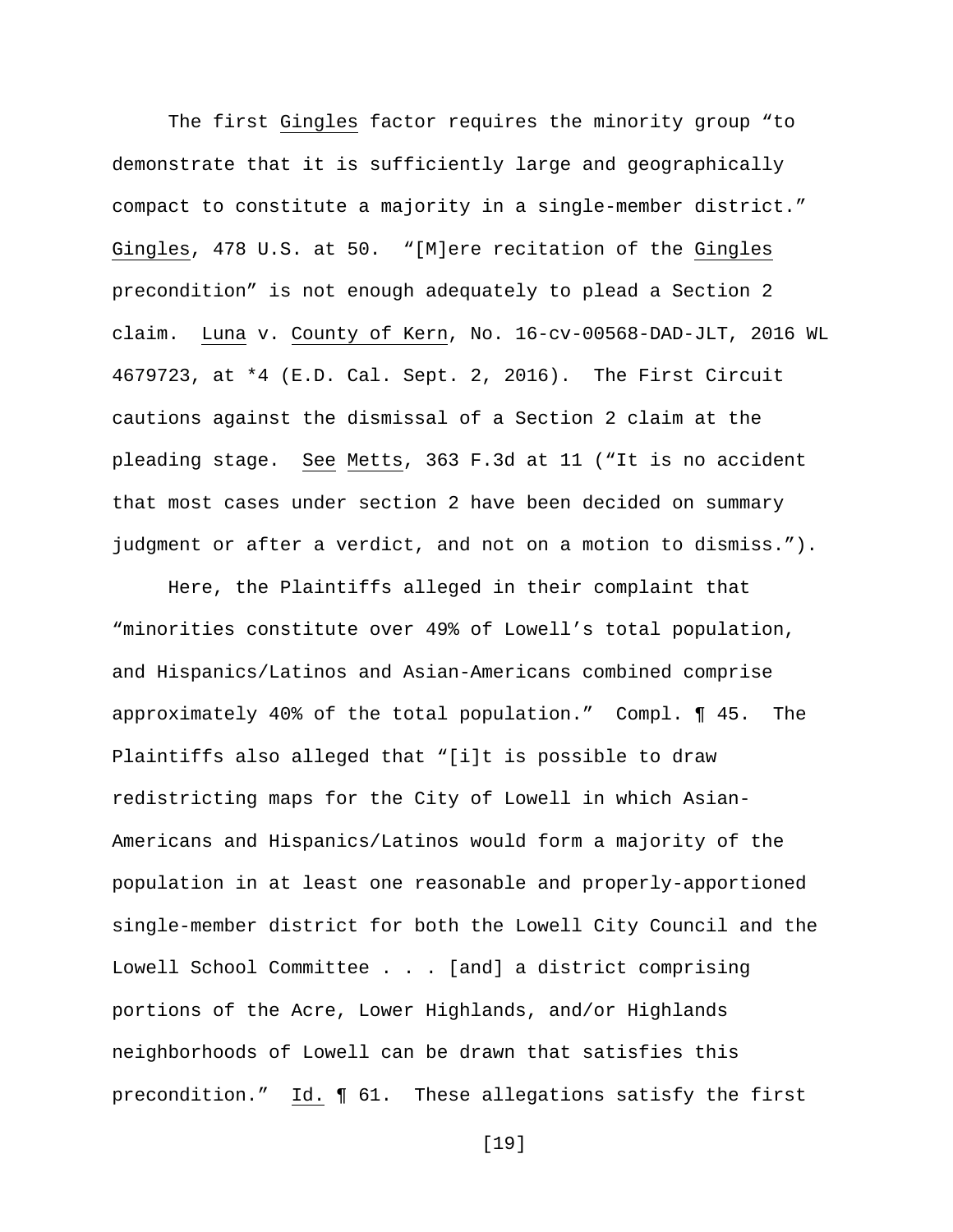The first Gingles factor requires the minority group "to demonstrate that it is sufficiently large and geographically compact to constitute a majority in a single-member district." Gingles, 478 U.S. at 50. "[M]ere recitation of the Gingles precondition" is not enough adequately to plead a Section 2 claim. Luna v. County of Kern, No. 16-cv-00568-DAD-JLT, 2016 WL 4679723, at *4 (E.D. Cal. Sept. 2, 2016). The First Circuit cautions against the dismissal of a Section 2 claim at the pleading stage. See Metts, 363 F.3d at 11 ("It is no accident that most cases under section 2 have been decided on summary judgment or after a verdict, and not on a motion to dismiss.").

Here, the Plaintiffs alleged in their complaint that "minorities constitute over 49% of Lowell's total population, and Hispanics/Latinos and Asian-Americans combined comprise approximately 40% of the total population." Compl. ¶ 45. The Plaintiffs also alleged that "[i]t is possible to draw redistricting maps for the City of Lowell in which Asian-Americans and Hispanics/Latinos would form a majority of the population in at least one reasonable and properly-apportioned single-member district for both the Lowell City Council and the Lowell School Committee . . . [and] a district comprising portions of the Acre, Lower Highlands, and/or Highlands neighborhoods of Lowell can be drawn that satisfies this precondition." Id. ¶ 61. These allegations satisfy the first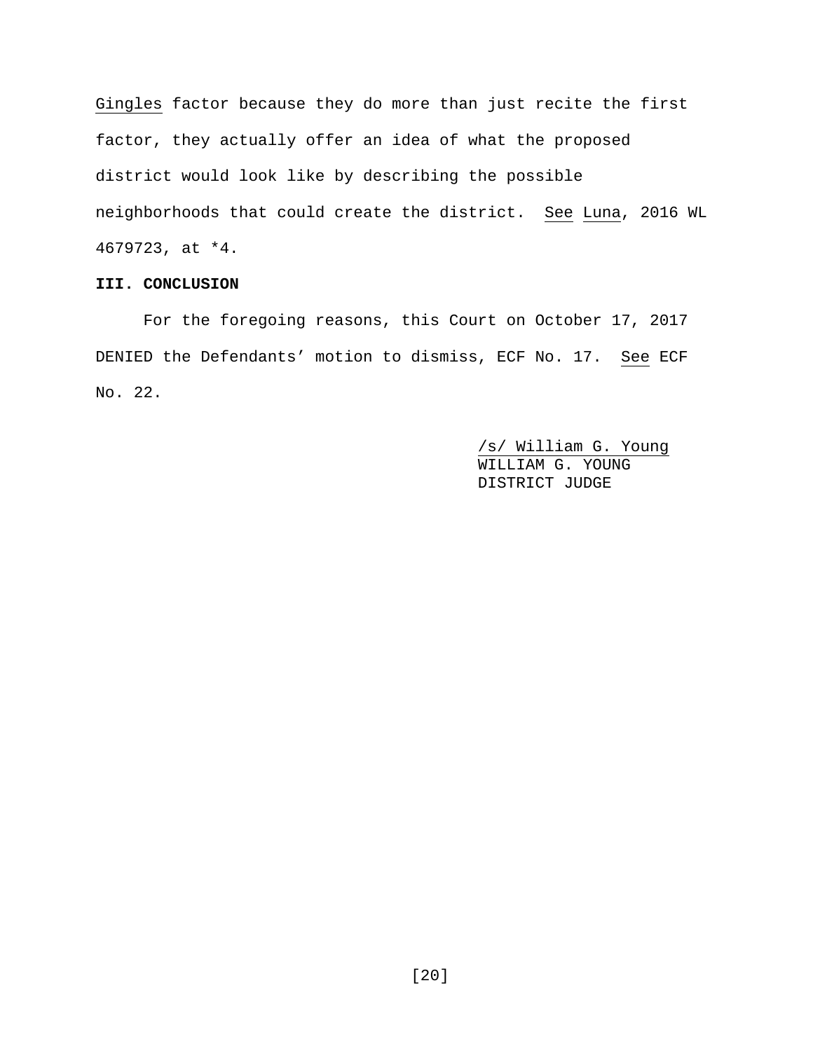Gingles factor because they do more than just recite the first factor, they actually offer an idea of what the proposed district would look like by describing the possible neighborhoods that could create the district. See Luna, 2016 WL 4679723, at *4.

## III. CONCLUSION

For the foregoing reasons, this Court on October 17, 2017 DENIED the Defendants' motion to dismiss, ECF No. 17. See ECF No. 22.

/s/ William G. Young
WILLIAM G. YOUNG
DISTRICT JUDGE